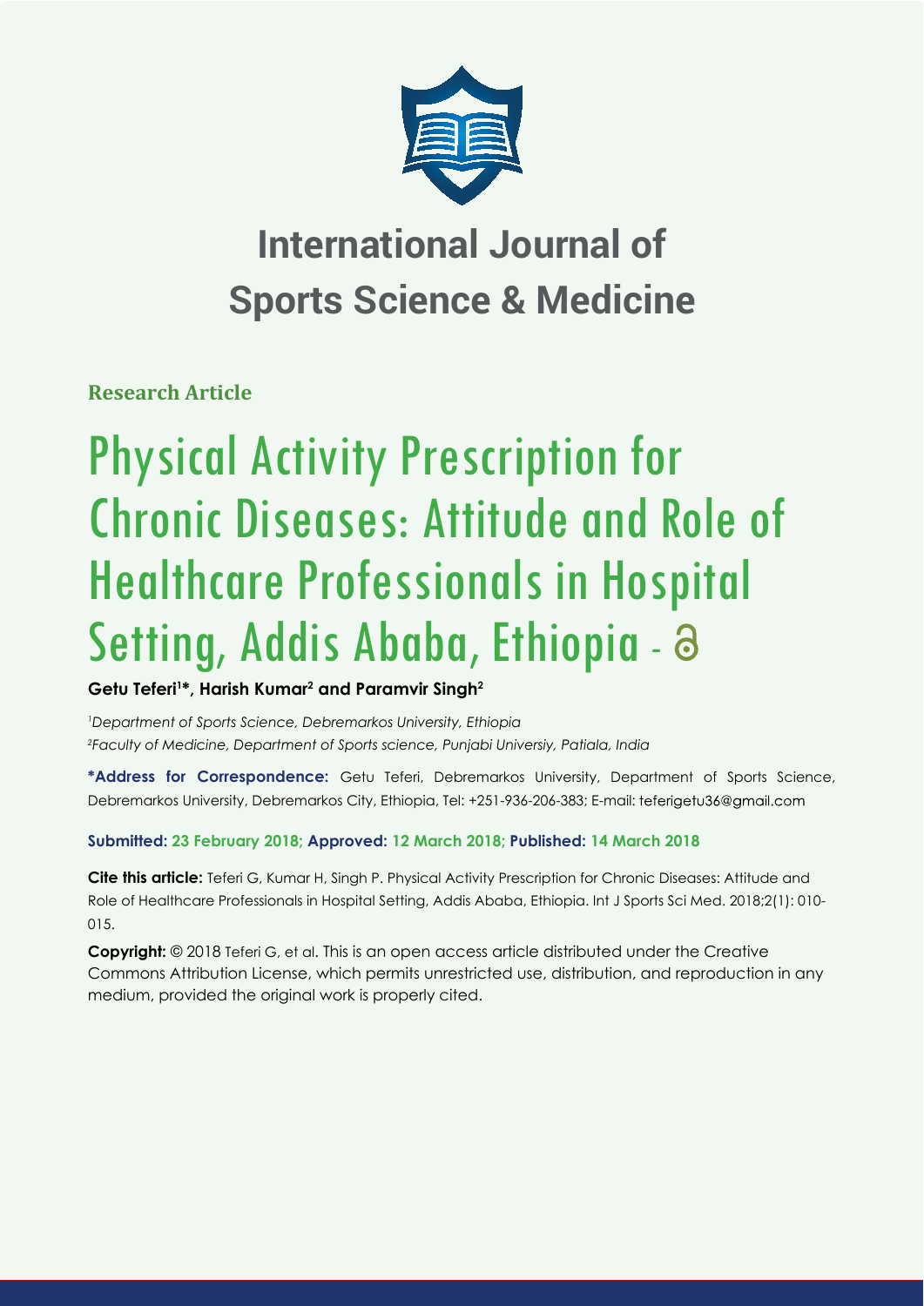# International Journal of Sports Science & Medicine

**Research Article**

# Physical Activity Prescription for Chronic Diseases: Attitude and Role of Healthcare Professionals in Hospital Setting, Addis Ababa, Ethiopia -

**Getu Teferi[1]*, Harish Kumar[2] and Paramvir Singh[2]**

[1]*Department of Sports Science, Debremarkos University, Ethiopia*
[2]*Faculty of Medicine, Department of Sports science, Punjabi Universiy, Patiala, India*

**\*Address for Correspondence:** Getu Teferi, Debremarkos University, Department of Sports Science, Debremarkos University, Debremarkos City, Ethiopia, Tel: +251-936-206-383; E-mail: teferigetu36@gmail.com

**Submitted: 23 February 2018; Approved: 12 March 2018; Published: 14 March 2018**

**Cite this article:** Teferi G, Kumar H, Singh P. Physical Activity Prescription for Chronic Diseases: Attitude and Role of Healthcare Professionals in Hospital Setting, Addis Ababa, Ethiopia. Int J Sports Sci Med. 2018;2(1): 010-015.

**Copyright:** © 2018 Teferi G, et al. This is an open access article distributed under the Creative Commons Attribution License, which permits unrestricted use, distribution, and reproduction in any medium, provided the original work is properly cited.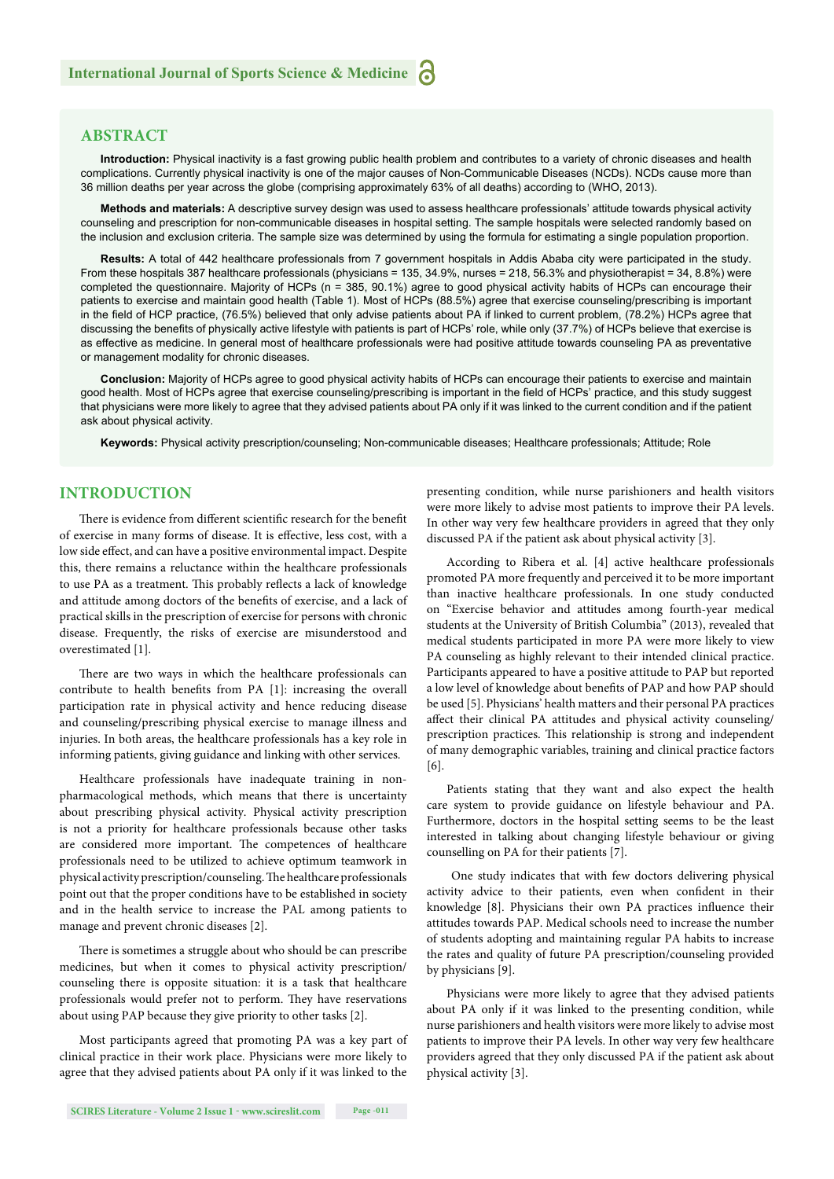## ABSTRACT

**Introduction:** Physical inactivity is a fast growing public health problem and contributes to a variety of chronic diseases and health complications. Currently physical inactivity is one of the major causes of Non-Communicable Diseases (NCDs). NCDs cause more than 36 million deaths per year across the globe (comprising approximately 63% of all deaths) according to (WHO, 2013).

**Methods and materials:** A descriptive survey design was used to assess healthcare professionals' attitude towards physical activity counseling and prescription for non-communicable diseases in hospital setting. The sample hospitals were selected randomly based on the inclusion and exclusion criteria. The sample size was determined by using the formula for estimating a single population proportion.

**Results:** A total of 442 healthcare professionals from 7 government hospitals in Addis Ababa city were participated in the study. From these hospitals 387 healthcare professionals (physicians = 135, 34.9%, nurses = 218, 56.3% and physiotherapist = 34, 8.8%) were completed the questionnaire. Majority of HCPs (n = 385, 90.1%) agree to good physical activity habits of HCPs can encourage their patients to exercise and maintain good health (Table 1). Most of HCPs (88.5%) agree that exercise counseling/prescribing is important in the field of HCP practice, (76.5%) believed that only advise patients about PA if linked to current problem, (78.2%) HCPs agree that discussing the benefits of physically active lifestyle with patients is part of HCPs' role, while only (37.7%) of HCPs believe that exercise is as effective as medicine. In general most of healthcare professionals were had positive attitude towards counseling PA as preventative or management modality for chronic diseases.

**Conclusion:** Majority of HCPs agree to good physical activity habits of HCPs can encourage their patients to exercise and maintain good health. Most of HCPs agree that exercise counseling/prescribing is important in the field of HCPs' practice, and this study suggest that physicians were more likely to agree that they advised patients about PA only if it was linked to the current condition and if the patient ask about physical activity.

**Keywords:** Physical activity prescription/counseling; Non-communicable diseases; Healthcare professionals; Attitude; Role

## INTRODUCTION

There is evidence from different scientific research for the benefit of exercise in many forms of disease. It is effective, less cost, with a low side effect, and can have a positive environmental impact. Despite this, there remains a reluctance within the healthcare professionals to use PA as a treatment. This probably reflects a lack of knowledge and attitude among doctors of the benefits of exercise, and a lack of practical skills in the prescription of exercise for persons with chronic disease. Frequently, the risks of exercise are misunderstood and overestimated [1].

There are two ways in which the healthcare professionals can contribute to health benefits from PA [1]: increasing the overall participation rate in physical activity and hence reducing disease and counseling/prescribing physical exercise to manage illness and injuries. In both areas, the healthcare professionals has a key role in informing patients, giving guidance and linking with other services.

Healthcare professionals have inadequate training in non-pharmacological methods, which means that there is uncertainty about prescribing physical activity. Physical activity prescription is not a priority for healthcare professionals because other tasks are considered more important. The competences of healthcare professionals need to be utilized to achieve optimum teamwork in physical activity prescription/counseling. The healthcare professionals point out that the proper conditions have to be established in society and in the health service to increase the PAL among patients to manage and prevent chronic diseases [2].

There is sometimes a struggle about who should be can prescribe medicines, but when it comes to physical activity prescription/counseling there is opposite situation: it is a task that healthcare professionals would prefer not to perform. They have reservations about using PAP because they give priority to other tasks [2].

Most participants agreed that promoting PA was a key part of clinical practice in their work place. Physicians were more likely to agree that they advised patients about PA only if it was linked to the presenting condition, while nurse parishioners and health visitors were more likely to advise most patients to improve their PA levels. In other way very few healthcare providers in agreed that they only discussed PA if the patient ask about physical activity [3].

According to Ribera et al. [4] active healthcare professionals promoted PA more frequently and perceived it to be more important than inactive healthcare professionals. In one study conducted on "Exercise behavior and attitudes among fourth-year medical students at the University of British Columbia" (2013), revealed that medical students participated in more PA were more likely to view PA counseling as highly relevant to their intended clinical practice. Participants appeared to have a positive attitude to PAP but reported a low level of knowledge about benefits of PAP and how PAP should be used [5]. Physicians' health matters and their personal PA practices affect their clinical PA attitudes and physical activity counseling/prescription practices. This relationship is strong and independent of many demographic variables, training and clinical practice factors [6].

Patients stating that they want and also expect the health care system to provide guidance on lifestyle behaviour and PA. Furthermore, doctors in the hospital setting seems to be the least interested in talking about changing lifestyle behaviour or giving counselling on PA for their patients [7].

One study indicates that with few doctors delivering physical activity advice to their patients, even when confident in their knowledge [8]. Physicians their own PA practices influence their attitudes towards PAP. Medical schools need to increase the number of students adopting and maintaining regular PA habits to increase the rates and quality of future PA prescription/counseling provided by physicians [9].

Physicians were more likely to agree that they advised patients about PA only if it was linked to the presenting condition, while nurse parishioners and health visitors were more likely to advise most patients to improve their PA levels. In other way very few healthcare providers agreed that they only discussed PA if the patient ask about physical activity [3].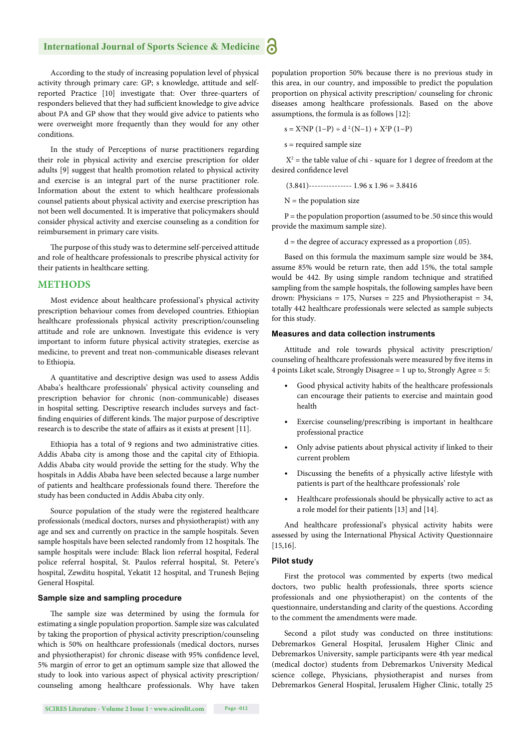According to the study of increasing population level of physical activity through primary care: GP; s knowledge, attitude and self-reported Practice [10] investigate that: Over three-quarters of responders believed that they had sufficient knowledge to give advice about PA and GP show that they would give advice to patients who were overweight more frequently than they would for any other conditions.

In the study of Perceptions of nurse practitioners regarding their role in physical activity and exercise prescription for older adults [9] suggest that health promotion related to physical activity and exercise is an integral part of the nurse practitioner role. Information about the extent to which healthcare professionals counsel patients about physical activity and exercise prescription has not been well documented. It is imperative that policymakers should consider physical activity and exercise counseling as a condition for reimbursement in primary care visits.

The purpose of this study was to determine self-perceived attitude and role of healthcare professionals to prescribe physical activity for their patients in healthcare setting.

## METHODS

Most evidence about healthcare professional's physical activity prescription behaviour comes from developed countries. Ethiopian healthcare professionals physical activity prescription/counseling attitude and role are unknown. Investigate this evidence is very important to inform future physical activity strategies, exercise as medicine, to prevent and treat non-communicable diseases relevant to Ethiopia.

A quantitative and descriptive design was used to assess Addis Ababa's healthcare professionals' physical activity counseling and prescription behavior for chronic (non-communicable) diseases in hospital setting. Descriptive research includes surveys and fact-finding enquiries of different kinds. The major purpose of descriptive research is to describe the state of affairs as it exists at present [11].

Ethiopia has a total of 9 regions and two administrative cities. Addis Ababa city is among those and the capital city of Ethiopia. Addis Ababa city would provide the setting for the study. Why the hospitals in Addis Ababa have been selected because a large number of patients and healthcare professionals found there. Therefore the study has been conducted in Addis Ababa city only.

Source population of the study were the registered healthcare professionals (medical doctors, nurses and physiotherapist) with any age and sex and currently on practice in the sample hospitals. Seven sample hospitals have been selected randomly from 12 hospitals. The sample hospitals were include: Black lion referral hospital, Federal police referral hospital, St. Paulos referral hospital, St. Petere's hospital, Zewditu hospital, Yekatit 12 hospital, and Trunesh Bejing General Hospital.

### Sample size and sampling procedure

The sample size was determined by using the formula for estimating a single population proportion. Sample size was calculated by taking the proportion of physical activity prescription/counseling which is 50% on healthcare professionals (medical doctors, nurses and physiotherapist) for chronic disease with 95% confidence level, 5% margin of error to get an optimum sample size that allowed the study to look into various aspect of physical activity prescription/counseling among healthcare professionals. Why have taken population proportion 50% because there is no previous study in this area, in our country, and impossible to predict the population proportion on physical activity prescription/ counseling for chronic diseases among healthcare professionals. Based on the above assumptions, the formula is as follows [12]:

$s = X^2NP\ (1-P) \div d^2(N-1) + X^2P\ (1-P)$

s = required sample size

$X^2$ = the table value of chi - square for 1 degree of freedom at the desired confidence level

(3.841)--------------- 1.96 x 1.96 = 3.8416

N = the population size

P = the population proportion (assumed to be .50 since this would provide the maximum sample size).

d = the degree of accuracy expressed as a proportion (.05).

Based on this formula the maximum sample size would be 384, assume 85% would be return rate, then add 15%, the total sample would be 442. By using simple random technique and stratified sampling from the sample hospitals, the following samples have been drawn: Physicians = 175, Nurses = 225 and Physiotherapist = 34, totally 442 healthcare professionals were selected as sample subjects for this study.

### Measures and data collection instruments

Attitude and role towards physical activity prescription/ counseling of healthcare professionals were measured by five items in 4 points Liket scale, Strongly Disagree = 1 up to, Strongly Agree = 5:

- Good physical activity habits of the healthcare professionals can encourage their patients to exercise and maintain good health
- Exercise counseling/prescribing is important in healthcare professional practice
- Only advise patients about physical activity if linked to their current problem
- Discussing the benefits of a physically active lifestyle with patients is part of the healthcare professionals' role
- Healthcare professionals should be physically active to act as a role model for their patients [13] and [14].

And healthcare professional's physical activity habits were assessed by using the International Physical Activity Questionnaire [15,16].

### Pilot study

First the protocol was commented by experts (two medical doctors, two public health professionals, three sports science professionals and one physiotherapist) on the contents of the questionnaire, understanding and clarity of the questions. According to the comment the amendments were made.

Second a pilot study was conducted on three institutions: Debremarkos General Hospital, Jerusalem Higher Clinic and Debremarkos University, sample participants were 4th year medical (medical doctor) students from Debremarkos University Medical science college, Physicians, physiotherapist and nurses from Debremarkos General Hospital, Jerusalem Higher Clinic, totally 25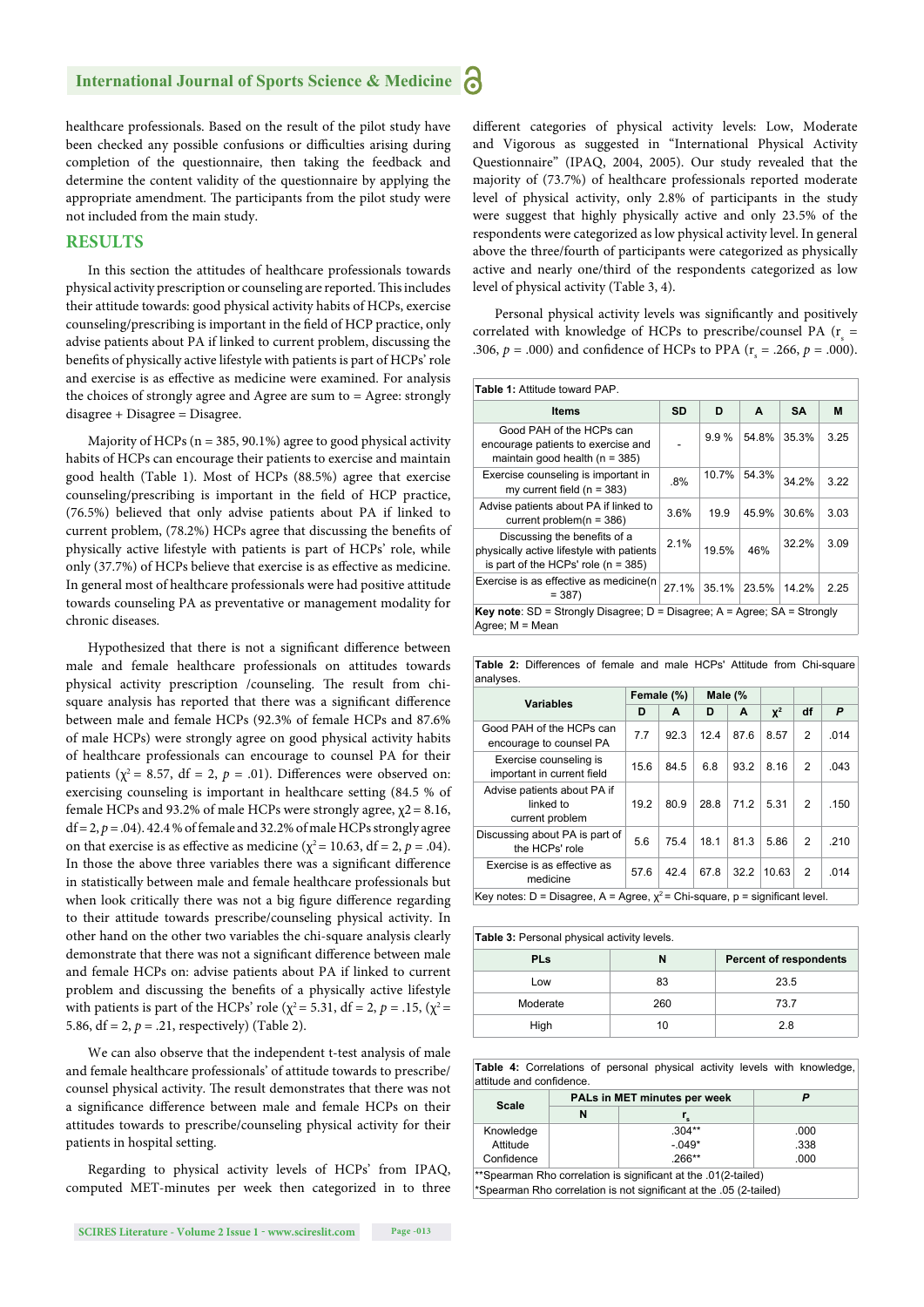healthcare professionals. Based on the result of the pilot study have been checked any possible confusions or difficulties arising during completion of the questionnaire, then taking the feedback and determine the content validity of the questionnaire by applying the appropriate amendment. The participants from the pilot study were not included from the main study.

## RESULTS

In this section the attitudes of healthcare professionals towards physical activity prescription or counseling are reported. This includes their attitude towards: good physical activity habits of HCPs, exercise counseling/prescribing is important in the field of HCP practice, only advise patients about PA if linked to current problem, discussing the benefits of physically active lifestyle with patients is part of HCPs' role and exercise is as effective as medicine were examined. For analysis the choices of strongly agree and Agree are sum to = Agree: strongly disagree + Disagree = Disagree.

Majority of HCPs (n = 385, 90.1%) agree to good physical activity habits of HCPs can encourage their patients to exercise and maintain good health (Table 1). Most of HCPs (88.5%) agree that exercise counseling/prescribing is important in the field of HCP practice, (76.5%) believed that only advise patients about PA if linked to current problem, (78.2%) HCPs agree that discussing the benefits of physically active lifestyle with patients is part of HCPs' role, while only (37.7%) of HCPs believe that exercise is as effective as medicine. In general most of healthcare professionals were had positive attitude towards counseling PA as preventative or management modality for chronic diseases.

Hypothesized that there is not a significant difference between male and female healthcare professionals on attitudes towards physical activity prescription /counseling. The result from chi-square analysis has reported that there was a significant difference between male and female HCPs (92.3% of female HCPs and 87.6% of male HCPs) were strongly agree on good physical activity habits of healthcare professionals can encourage to counsel PA for their patients ($\chi^2$ = 8.57, df = 2, $p$ = .01). Differences were observed on: exercising counseling is important in healthcare setting (84.5 % of female HCPs and 93.2% of male HCPs were strongly agree, $\chi 2$ = 8.16, df = 2, $p$ = .04). 42.4 % of female and 32.2% of male HCPs strongly agree on that exercise is as effective as medicine ($\chi^2$ = 10.63, df = 2, $p$ = .04). In those the above three variables there was a significant difference in statistically between male and female healthcare professionals but when look critically there was not a big figure difference regarding to their attitude towards prescribe/counseling physical activity. In other hand on the other two variables the chi-square analysis clearly demonstrate that there was not a significant difference between male and female HCPs on: advise patients about PA if linked to current problem and discussing the benefits of a physically active lifestyle with patients is part of the HCPs' role ($\chi^2$ = 5.31, df = 2, $p$ = .15, ($\chi^2$ = 5.86, df = 2, $p$ = .21, respectively) (Table 2).

We can also observe that the independent t-test analysis of male and female healthcare professionals' of attitude towards to prescribe/counsel physical activity. The result demonstrates that there was not a significance difference between male and female HCPs on their attitudes towards to prescribe/counseling physical activity for their patients in hospital setting.

Regarding to physical activity levels of HCPs' from IPAQ, computed MET-minutes per week then categorized in to three different categories of physical activity levels: Low, Moderate and Vigorous as suggested in "International Physical Activity Questionnaire" (IPAQ, 2004, 2005). Our study revealed that the majority of (73.7%) of healthcare professionals reported moderate level of physical activity, only 2.8% of participants in the study were suggest that highly physically active and only 23.5% of the respondents were categorized as low physical activity level. In general above the three/fourth of participants were categorized as physically active and nearly one/third of the respondents categorized as low level of physical activity (Table 3, 4).

Personal physical activity levels was significantly and positively correlated with knowledge of HCPs to prescribe/counsel PA ($r_s$ = .306, $p$ = .000) and confidence of HCPs to PPA ($r_s$ = .266, $p$ = .000).

**Table 1:** Attitude toward PAP.

| Items | SD | D | A | SA | M |
|---|---|---|---|---|---|
| Good PAH of the HCPs can encourage patients to exercise and maintain good health (n = 385) | - | 9.9 % | 54.8% | 35.3% | 3.25 |
| Exercise counseling is important in my current field (n = 383) | .8% | 10.7% | 54.3% | 34.2% | 3.22 |
| Advise patients about PA if linked to current problem(n = 386) | 3.6% | 19.9 | 45.9% | 30.6% | 3.03 |
| Discussing the benefits of a physically active lifestyle with patients is part of the HCPs' role (n = 385) | 2.1% | 19.5% | 46% | 32.2% | 3.09 |
| Exercise is as effective as medicine(n = 387) | 27.1% | 35.1% | 23.5% | 14.2% | 2.25 |

**Key note**: SD = Strongly Disagree; D = Disagree; A = Agree; SA = Strongly Agree; M = Mean

**Table 2:** Differences of female and male HCPs' Attitude from Chi-square analyses.

| Variables | Female (%) | | Male (% | | | | |
|---|---|---|---|---|---|---|---|
| | D | A | D | A | $\chi^2$ | df | *P* |
| Good PAH of the HCPs can encourage to counsel PA | 7.7 | 92.3 | 12.4 | 87.6 | 8.57 | 2 | .014 |
| Exercise counseling is important in current field | 15.6 | 84.5 | 6.8 | 93.2 | 8.16 | 2 | .043 |
| Advise patients about PA if linked to current problem | 19.2 | 80.9 | 28.8 | 71.2 | 5.31 | 2 | .150 |
| Discussing about PA is part of the HCPs' role | 5.6 | 75.4 | 18.1 | 81.3 | 5.86 | 2 | .210 |
| Exercise is as effective as medicine | 57.6 | 42.4 | 67.8 | 32.2 | 10.63 | 2 | .014 |

Key notes: D = Disagree, A = Agree, $\chi^2$ = Chi-square, p = significant level.

**Table 3:** Personal physical activity levels.

| PLs | N | Percent of respondents |
|---|---|---|
| Low | 83 | 23.5 |
| Moderate | 260 | 73.7 |
| High | 10 | 2.8 |

**Table 4:** Correlations of personal physical activity levels with knowledge, attitude and confidence.

| Scale | PALs in MET minutes per week | | *P* |
|---|---|---|---|
| | N | $r_s$ | |
| Knowledge | | .304** | .000 |
| Attitude | | -.049* | .338 |
| Confidence | | .266** | .000 |

**Spearman Rho correlation is significant at the .01(2-tailed)
*Spearman Rho correlation is not significant at the .05 (2-tailed)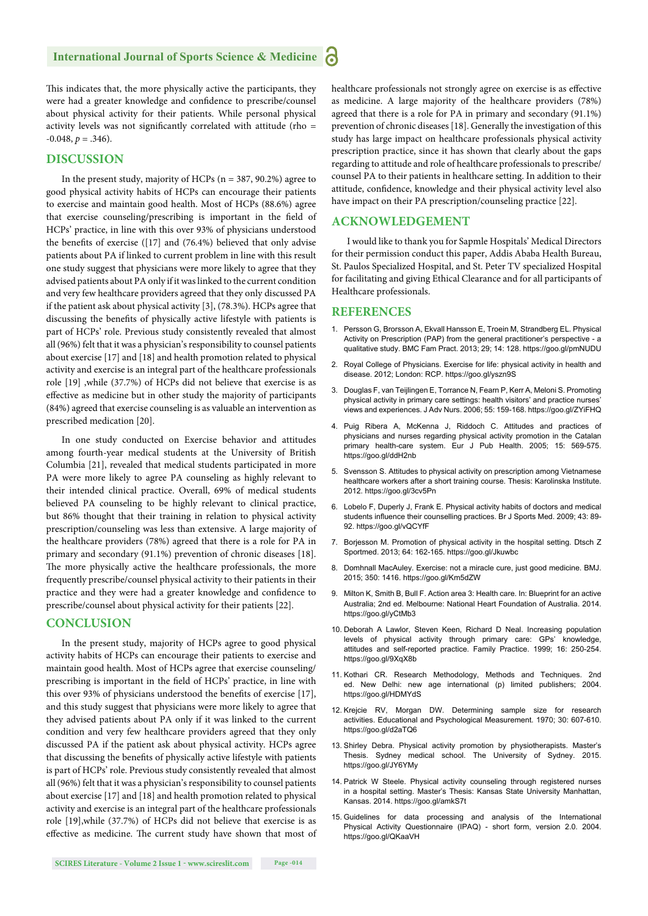This indicates that, the more physically active the participants, they were had a greater knowledge and confidence to prescribe/counsel about physical activity for their patients. While personal physical activity levels was not significantly correlated with attitude (rho = -0.048, $p = .346$).

## DISCUSSION

In the present study, majority of HCPs (n = 387, 90.2%) agree to good physical activity habits of HCPs can encourage their patients to exercise and maintain good health. Most of HCPs (88.6%) agree that exercise counseling/prescribing is important in the field of HCPs' practice, in line with this over 93% of physicians understood the benefits of exercise ([17] and (76.4%) believed that only advise patients about PA if linked to current problem in line with this result one study suggest that physicians were more likely to agree that they advised patients about PA only if it was linked to the current condition and very few healthcare providers agreed that they only discussed PA if the patient ask about physical activity [3], (78.3%). HCPs agree that discussing the benefits of physically active lifestyle with patients is part of HCPs' role. Previous study consistently revealed that almost all (96%) felt that it was a physician's responsibility to counsel patients about exercise [17] and [18] and health promotion related to physical activity and exercise is an integral part of the healthcare professionals role [19] ,while (37.7%) of HCPs did not believe that exercise is as effective as medicine but in other study the majority of participants (84%) agreed that exercise counseling is as valuable an intervention as prescribed medication [20].

In one study conducted on Exercise behavior and attitudes among fourth-year medical students at the University of British Columbia [21], revealed that medical students participated in more PA were more likely to agree PA counseling as highly relevant to their intended clinical practice. Overall, 69% of medical students believed PA counseling to be highly relevant to clinical practice, but 86% thought that their training in relation to physical activity prescription/counseling was less than extensive. A large majority of the healthcare providers (78%) agreed that there is a role for PA in primary and secondary (91.1%) prevention of chronic diseases [18]. The more physically active the healthcare professionals, the more frequently prescribe/counsel physical activity to their patients in their practice and they were had a greater knowledge and confidence to prescribe/counsel about physical activity for their patients [22].

## CONCLUSION

In the present study, majority of HCPs agree to good physical activity habits of HCPs can encourage their patients to exercise and maintain good health. Most of HCPs agree that exercise counseling/prescribing is important in the field of HCPs' practice, in line with this over 93% of physicians understood the benefits of exercise [17], and this study suggest that physicians were more likely to agree that they advised patients about PA only if it was linked to the current condition and very few healthcare providers agreed that they only discussed PA if the patient ask about physical activity. HCPs agree that discussing the benefits of physically active lifestyle with patients is part of HCPs' role. Previous study consistently revealed that almost all (96%) felt that it was a physician's responsibility to counsel patients about exercise [17] and [18] and health promotion related to physical activity and exercise is an integral part of the healthcare professionals role [19],while (37.7%) of HCPs did not believe that exercise is as effective as medicine. The current study have shown that most of healthcare professionals not strongly agree on exercise is as effective as medicine. A large majority of the healthcare providers (78%) agreed that there is a role for PA in primary and secondary (91.1%) prevention of chronic diseases [18]. Generally the investigation of this study has large impact on healthcare professionals physical activity prescription practice, since it has shown that clearly about the gaps regarding to attitude and role of healthcare professionals to prescribe/counsel PA to their patients in healthcare setting. In addition to their attitude, confidence, knowledge and their physical activity level also have impact on their PA prescription/counseling practice [22].

## ACKNOWLEDGEMENT

I would like to thank you for Sapmle Hospitals' Medical Directors for their permission conduct this paper, Addis Ababa Health Bureau, St. Paulos Specialized Hospital, and St. Peter TV specialized Hospital for facilitating and giving Ethical Clearance and for all participants of Healthcare professionals.

## REFERENCES

1. Persson G, Brorsson A, Ekvall Hansson E, Troein M, Strandberg EL. Physical Activity on Prescription (PAP) from the general practitioner's perspective - a qualitative study. BMC Fam Pract. 2013; 29; 14: 128. https://goo.gl/pmNUDU
2. Royal College of Physicians. Exercise for life: physical activity in health and disease. 2012; London: RCP. https://goo.gl/yszn9S
3. Douglas F, van Teijlingen E, Torrance N, Fearn P, Kerr A, Meloni S. Promoting physical activity in primary care settings: health visitors' and practice nurses' views and experiences. J Adv Nurs. 2006; 55: 159-168. https://goo.gl/ZYiFHQ
4. Puig Ribera A, McKenna J, Riddoch C. Attitudes and practices of physicians and nurses regarding physical activity promotion in the Catalan primary health-care system. Eur J Pub Health. 2005; 15: 569-575. https://goo.gl/ddH2nb
5. Svensson S. Attitudes to physical activity on prescription among Vietnamese healthcare workers after a short training course. Thesis: Karolinska Institute. 2012. https://goo.gl/3cv5Pn
6. Lobelo F, Duperly J, Frank E. Physical activity habits of doctors and medical students influence their counselling practices. Br J Sports Med. 2009; 43: 89-92. https://goo.gl/vQCYfF
7. Borjesson M. Promotion of physical activity in the hospital setting. Dtsch Z Sportmed. 2013; 64: 162-165. https://goo.gl/Jkuwbc
8. Domhnall MacAuley. Exercise: not a miracle cure, just good medicine. BMJ. 2015; 350: 1416. https://goo.gl/Km5dZW
9. Milton K, Smith B, Bull F. Action area 3: Health care. In: Blueprint for an active Australia; 2nd ed. Melbourne: National Heart Foundation of Australia. 2014. https://goo.gl/yCtMb3
10. Deborah A Lawlor, Steven Keen, Richard D Neal. Increasing population levels of physical activity through primary care: GPs' knowledge, attitudes and self-reported practice. Family Practice. 1999; 16: 250-254. https://goo.gl/9XqX8b
11. Kothari CR. Research Methodology, Methods and Techniques. 2nd ed. New Delhi: new age international (p) limited publishers; 2004. https://goo.gl/HDMYdS
12. Krejcie RV, Morgan DW. Determining sample size for research activities. Educational and Psychological Measurement. 1970; 30: 607-610. https://goo.gl/d2aTQ6
13. Shirley Debra. Physical activity promotion by physiotherapists. Master's Thesis. Sydney medical school. The University of Sydney. 2015. https://goo.gl/JY6YMy
14. Patrick W Steele. Physical activity counseling through registered nurses in a hospital setting. Master's Thesis: Kansas State University Manhattan, Kansas. 2014. https://goo.gl/amkS7t
15. Guidelines for data processing and analysis of the International Physical Activity Questionnaire (IPAQ) - short form, version 2.0. 2004. https://goo.gl/QKaaVH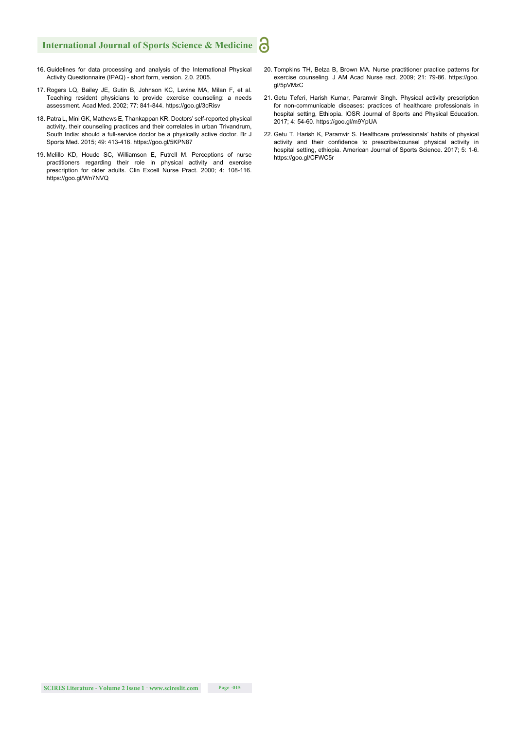16. Guidelines for data processing and analysis of the International Physical Activity Questionnaire (IPAQ) - short form, version. 2.0. 2005.

17. Rogers LQ, Bailey JE, Gutin B, Johnson KC, Levine MA, Milan F, et al. Teaching resident physicians to provide exercise counseling: a needs assessment. Acad Med. 2002; 77: 841-844. https://goo.gl/3cRisv

18. Patra L, Mini GK, Mathews E, Thankappan KR. Doctors' self-reported physical activity, their counseling practices and their correlates in urban Trivandrum, South India: should a full-service doctor be a physically active doctor. Br J Sports Med. 2015; 49: 413-416. https://goo.gl/5KPN87

19. Melillo KD, Houde SC, Williamson E, Futrell M. Perceptions of nurse practitioners regarding their role in physical activity and exercise prescription for older adults. Clin Excell Nurse Pract. 2000; 4: 108-116. https://goo.gl/Wn7NVQ

20. Tompkins TH, Belza B, Brown MA. Nurse practitioner practice patterns for exercise counseling. J AM Acad Nurse ract. 2009; 21: 79-86. https://goo.gl/5pVMzC

21. Getu Teferi, Harish Kumar, Paramvir Singh. Physical activity prescription for non-communicable diseases: practices of healthcare professionals in hospital setting, Ethiopia. IOSR Journal of Sports and Physical Education. 2017; 4: 54-60. https://goo.gl/m9YpUA

22. Getu T, Harish K, Paramvir S. Healthcare professionals' habits of physical activity and their confidence to prescribe/counsel physical activity in hospital setting, ethiopia. American Journal of Sports Science. 2017; 5: 1-6. https://goo.gl/CFWC5r